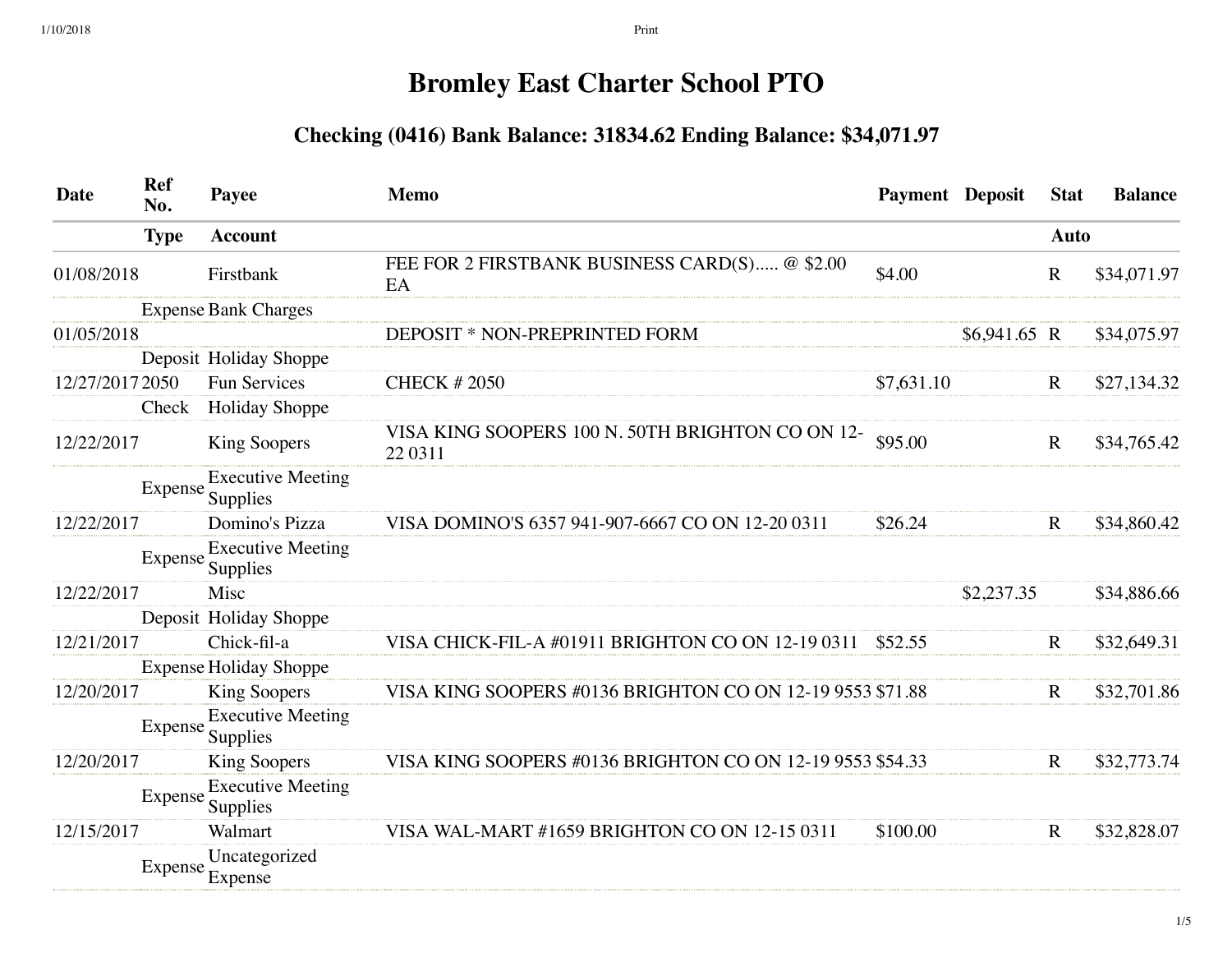# Bromley East Charter School PTO

## Checking (0416) Bank Balance: 31834.62 Ending Balance: $34,071.97

| Date | Ref No. | Payee | Memo | Payment | Deposit | Stat | Balance |
|---|---|---|---|---|---|---|---|
| | Type | Account | | | | Auto | |
| 01/08/2018 | | Firstbank | FEE FOR 2 FIRSTBANK BUSINESS CARD(S)..... @ $2.00 EA | $4.00 | | R | $34,071.97 |
| | Expense | Bank Charges | | | | | |
| 01/05/2018 | | | DEPOSIT * NON-PREPRINTED FORM | | $6,941.65 | R | $34,075.97 |
| | Deposit | Holiday Shoppe | | | | | |
| 12/27/2017 | 2050 | Fun Services | CHECK # 2050 | $7,631.10 | | R | $27,134.32 |
| | Check | Holiday Shoppe | | | | | |
| 12/22/2017 | | King Soopers | VISA KING SOOPERS 100 N. 50TH BRIGHTON CO ON 12-22 0311 | $95.00 | | R | $34,765.42 |
| | Expense | Executive Meeting Supplies | | | | | |
| 12/22/2017 | | Domino's Pizza | VISA DOMINO'S 6357 941-907-6667 CO ON 12-20 0311 | $26.24 | | R | $34,860.42 |
| | Expense | Executive Meeting Supplies | | | | | |
| 12/22/2017 | | Misc | | | $2,237.35 | | $34,886.66 |
| | Deposit | Holiday Shoppe | | | | | |
| 12/21/2017 | | Chick-fil-a | VISA CHICK-FIL-A #01911 BRIGHTON CO ON 12-19 0311 | $52.55 | | R | $32,649.31 |
| | Expense | Holiday Shoppe | | | | | |
| 12/20/2017 | | King Soopers | VISA KING SOOPERS #0136 BRIGHTON CO ON 12-19 9553 | $71.88 | | R | $32,701.86 |
| | Expense | Executive Meeting Supplies | | | | | |
| 12/20/2017 | | King Soopers | VISA KING SOOPERS #0136 BRIGHTON CO ON 12-19 9553 | $54.33 | | R | $32,773.74 |
| | Expense | Executive Meeting Supplies | | | | | |
| 12/15/2017 | | Walmart | VISA WAL-MART #1659 BRIGHTON CO ON 12-15 0311 | $100.00 | | R | $32,828.07 |
| | Expense | Uncategorized Expense | | | | | |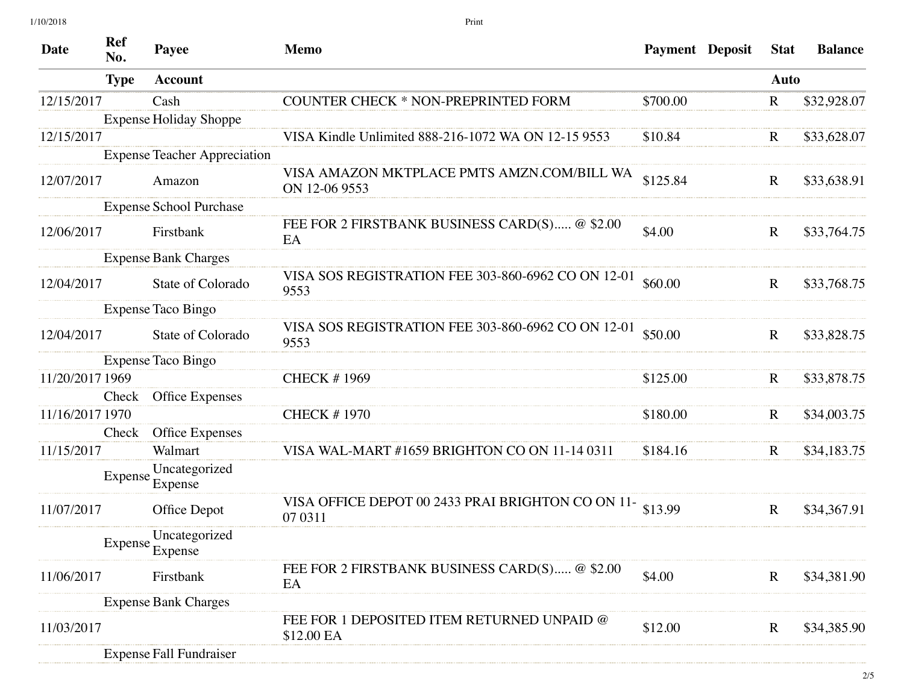| Date | Ref No. | Payee | Memo | Payment | Deposit | Stat | Balance |
|---|---|---|---|---|---|---|---|
| | Type | Account | | | | Auto | |
| 12/15/2017 | | Cash | COUNTER CHECK * NON-PREPRINTED FORM | $700.00 | | R | $32,928.07 |
| | Expense | Holiday Shoppe | | | | | |
| 12/15/2017 | | | VISA Kindle Unlimited 888-216-1072 WA ON 12-15 9553 | $10.84 | | R | $33,628.07 |
| | Expense | Teacher Appreciation | | | | | |
| 12/07/2017 | | Amazon | VISA AMAZON MKTPLACE PMTS AMZN.COM/BILL WA ON 12-06 9553 | $125.84 | | R | $33,638.91 |
| | Expense | School Purchase | | | | | |
| 12/06/2017 | | Firstbank | FEE FOR 2 FIRSTBANK BUSINESS CARD(S)..... @ $2.00 EA | $4.00 | | R | $33,764.75 |
| | Expense | Bank Charges | | | | | |
| 12/04/2017 | | State of Colorado | VISA SOS REGISTRATION FEE 303-860-6962 CO ON 12-01 9553 | $60.00 | | R | $33,768.75 |
| | Expense | Taco Bingo | | | | | |
| 12/04/2017 | | State of Colorado | VISA SOS REGISTRATION FEE 303-860-6962 CO ON 12-01 9553 | $50.00 | | R | $33,828.75 |
| | Expense | Taco Bingo | | | | | |
| 11/20/2017 | 1969 | | CHECK # 1969 | $125.00 | | R | $33,878.75 |
| | Check | Office Expenses | | | | | |
| 11/16/2017 | 1970 | | CHECK # 1970 | $180.00 | | R | $34,003.75 |
| | Check | Office Expenses | | | | | |
| 11/15/2017 | | Walmart | VISA WAL-MART #1659 BRIGHTON CO ON 11-14 0311 | $184.16 | | R | $34,183.75 |
| | Expense | Uncategorized Expense | | | | | |
| 11/07/2017 | | Office Depot | VISA OFFICE DEPOT 00 2433 PRAI BRIGHTON CO ON 11-07 0311 | $13.99 | | R | $34,367.91 |
| | Expense | Uncategorized Expense | | | | | |
| 11/06/2017 | | Firstbank | FEE FOR 2 FIRSTBANK BUSINESS CARD(S)..... @ $2.00 EA | $4.00 | | R | $34,381.90 |
| | Expense | Bank Charges | | | | | |
| 11/03/2017 | | | FEE FOR 1 DEPOSITED ITEM RETURNED UNPAID @ $12.00 EA | $12.00 | | R | $34,385.90 |
| | Expense | Fall Fundraiser | | | | | |